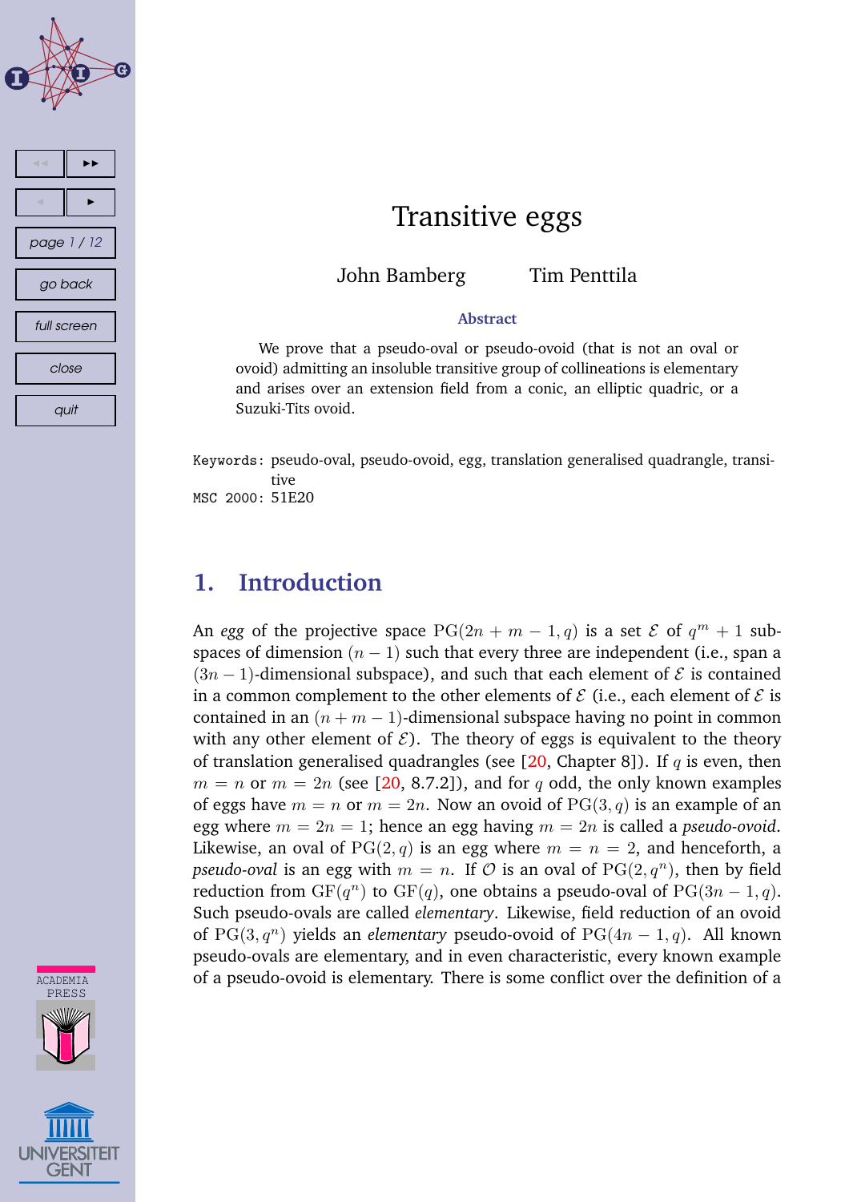# Transitive eggs

John Bamberg Tim Penttila

### Abstract

We prove that a pseudo-oval or pseudo-ovoid (that is not an oval or ovoid) admitting an insoluble transitive group of collineations is elementary and arises over an extension field from a conic, an elliptic quadric, or a Suzuki-Tits ovoid.

Keywords: pseudo-oval, pseudo-ovoid, egg, translation generalised quadrangle, transitive

MSC 2000: 51E20

## 1. Introduction

An *egg* of the projective space $\mathrm{PG}(2n+m-1,q)$ is a set $\mathcal{E}$ of $q^m+1$ subspaces of dimension $(n-1)$ such that every three are independent (i.e., span a $(3n-1)$-dimensional subspace), and such that each element of $\mathcal{E}$ is contained in a common complement to the other elements of $\mathcal{E}$ (i.e., each element of $\mathcal{E}$ is contained in an $(n+m-1)$-dimensional subspace having no point in common with any other element of $\mathcal{E}$). The theory of eggs is equivalent to the theory of translation generalised quadrangles (see [20, Chapter 8]). If $q$ is even, then $m=n$ or $m=2n$ (see [20, 8.7.2]), and for $q$ odd, the only known examples of eggs have $m=n$ or $m=2n$. Now an ovoid of $\mathrm{PG}(3,q)$ is an example of an egg where $m=2n=1$; hence an egg having $m=2n$ is called a *pseudo-ovoid*. Likewise, an oval of $\mathrm{PG}(2,q)$ is an egg where $m=n=2$, and henceforth, a *pseudo-oval* is an egg with $m=n$. If $\mathcal{O}$ is an oval of $\mathrm{PG}(2,q^n)$, then by field reduction from $\mathrm{GF}(q^n)$ to $\mathrm{GF}(q)$, one obtains a pseudo-oval of $\mathrm{PG}(3n-1,q)$. Such pseudo-ovals are called *elementary*. Likewise, field reduction of an ovoid of $\mathrm{PG}(3,q^n)$ yields an *elementary* pseudo-ovoid of $\mathrm{PG}(4n-1,q)$. All known pseudo-ovals are elementary, and in even characteristic, every known example of a pseudo-ovoid is elementary. There is some conflict over the definition of a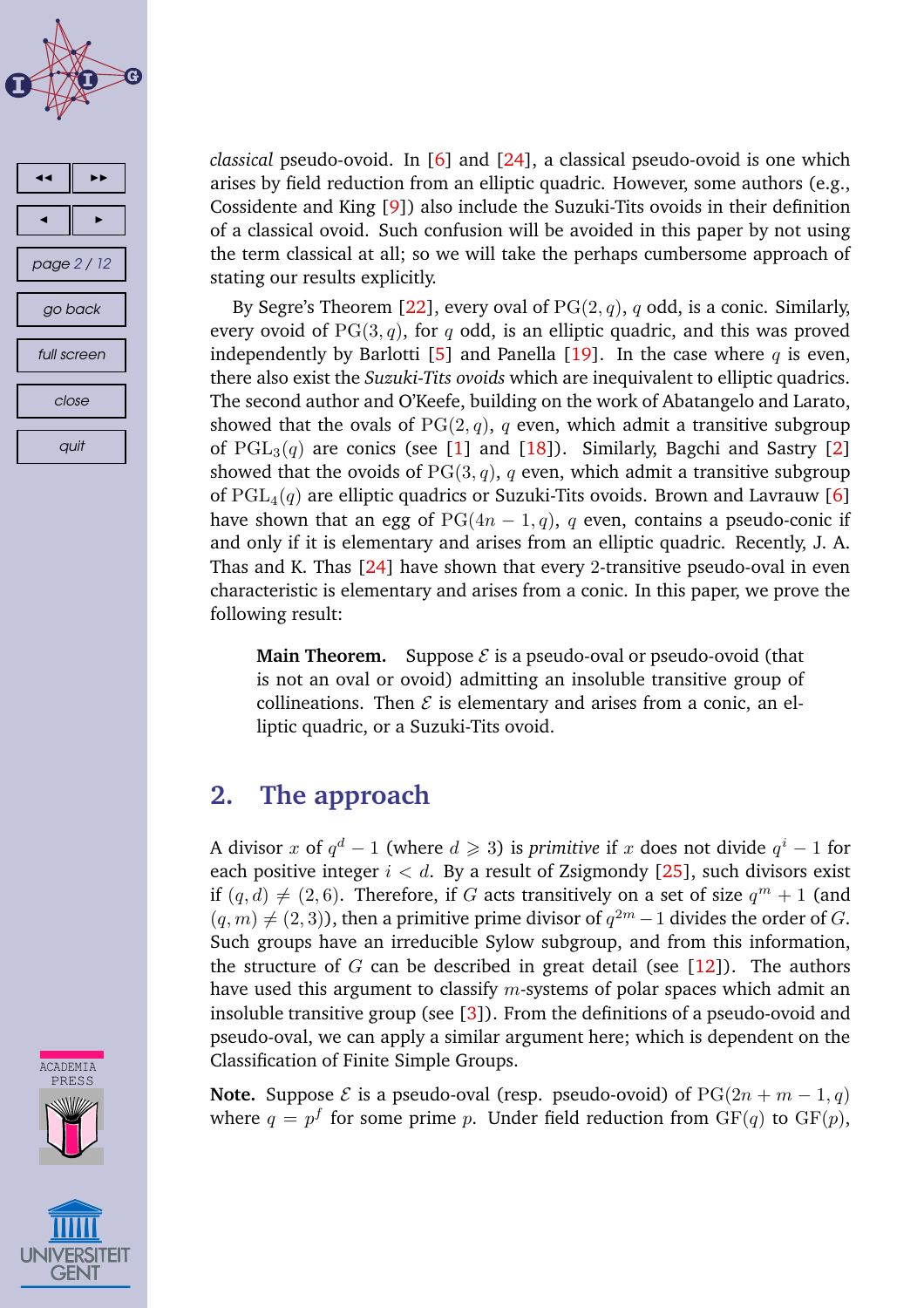*classical* pseudo-ovoid. In [6] and [24], a classical pseudo-ovoid is one which arises by field reduction from an elliptic quadric. However, some authors (e.g., Cossidente and King [9]) also include the Suzuki-Tits ovoids in their definition of a classical ovoid. Such confusion will be avoided in this paper by not using the term classical at all; so we will take the perhaps cumbersome approach of stating our results explicitly.

By Segre's Theorem [22], every oval of $\mathrm{PG}(2,q)$, $q$ odd, is a conic. Similarly, every ovoid of $\mathrm{PG}(3,q)$, for $q$ odd, is an elliptic quadric, and this was proved independently by Barlotti [5] and Panella [19]. In the case where $q$ is even, there also exist the *Suzuki-Tits ovoids* which are inequivalent to elliptic quadrics. The second author and O'Keefe, building on the work of Abatangelo and Larato, showed that the ovals of $\mathrm{PG}(2,q)$, $q$ even, which admit a transitive subgroup of $\mathrm{PGL}_3(q)$ are conics (see [1] and [18]). Similarly, Bagchi and Sastry [2] showed that the ovoids of $\mathrm{PG}(3,q)$, $q$ even, which admit a transitive subgroup of $\mathrm{PGL}_4(q)$ are elliptic quadrics or Suzuki-Tits ovoids. Brown and Lavrauw [6] have shown that an egg of $\mathrm{PG}(4n-1,q)$, $q$ even, contains a pseudo-conic if and only if it is elementary and arises from an elliptic quadric. Recently, J. A. Thas and K. Thas [24] have shown that every 2-transitive pseudo-oval in even characteristic is elementary and arises from a conic. In this paper, we prove the following result:

> **Main Theorem.** Suppose $\mathcal{E}$ is a pseudo-oval or pseudo-ovoid (that is not an oval or ovoid) admitting an insoluble transitive group of collineations. Then $\mathcal{E}$ is elementary and arises from a conic, an elliptic quadric, or a Suzuki-Tits ovoid.

## 2. The approach

A divisor $x$ of $q^d-1$ (where $d \geqslant 3$) is *primitive* if $x$ does not divide $q^i-1$ for each positive integer $i<d$. By a result of Zsigmondy [25], such divisors exist if $(q,d) \neq (2,6)$. Therefore, if $G$ acts transitively on a set of size $q^m+1$ (and $(q,m) \neq (2,3)$), then a primitive prime divisor of $q^{2m}-1$ divides the order of $G$. Such groups have an irreducible Sylow subgroup, and from this information, the structure of $G$ can be described in great detail (see [12]). The authors have used this argument to classify $m$-systems of polar spaces which admit an insoluble transitive group (see [3]). From the definitions of a pseudo-ovoid and pseudo-oval, we can apply a similar argument here; which is dependent on the Classification of Finite Simple Groups.

**Note.** Suppose $\mathcal{E}$ is a pseudo-oval (resp. pseudo-ovoid) of $\mathrm{PG}(2n+m-1,q)$ where $q=p^f$ for some prime $p$. Under field reduction from $\mathrm{GF}(q)$ to $\mathrm{GF}(p)$,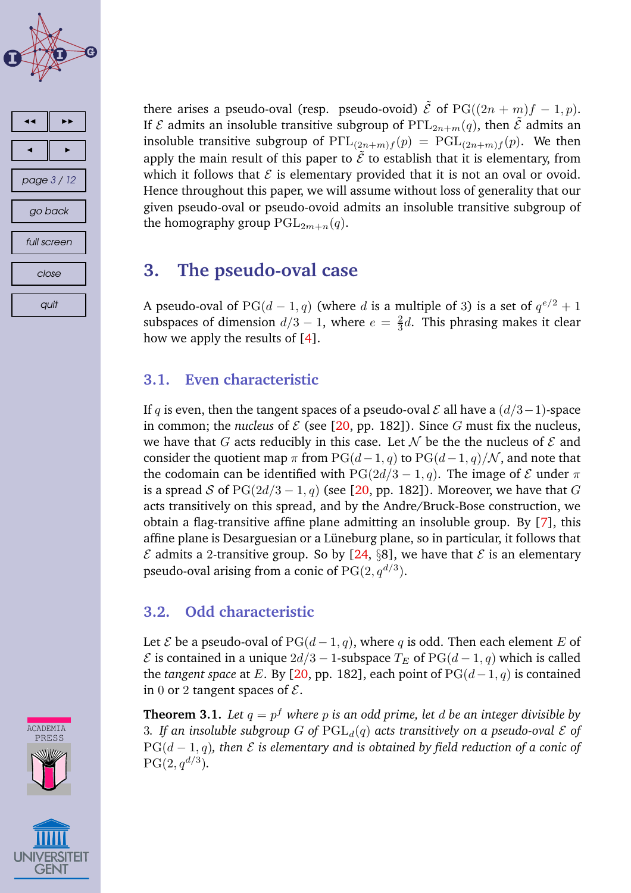there arises a pseudo-oval (resp. pseudo-ovoid) $\tilde{\mathcal{E}}$ of $\mathrm{PG}((2n+m)f-1,p)$. If $\mathcal{E}$ admits an insoluble transitive subgroup of $\mathrm{P\Gamma L}_{2n+m}(q)$, then $\tilde{\mathcal{E}}$ admits an insoluble transitive subgroup of $\mathrm{P\Gamma L}_{(2n+m)f}(p) = \mathrm{PGL}_{(2n+m)f}(p)$. We then apply the main result of this paper to $\tilde{\mathcal{E}}$ to establish that it is elementary, from which it follows that $\mathcal{E}$ is elementary provided that it is not an oval or ovoid. Hence throughout this paper, we will assume without loss of generality that our given pseudo-oval or pseudo-ovoid admits an insoluble transitive subgroup of the homography group $\mathrm{PGL}_{2m+n}(q)$.

## 3. The pseudo-oval case

A pseudo-oval of $\mathrm{PG}(d-1,q)$ (where $d$ is a multiple of 3) is a set of $q^{e/2}+1$ subspaces of dimension $d/3-1$, where $e = \frac{2}{3}d$. This phrasing makes it clear how we apply the results of [4].

### 3.1. Even characteristic

If $q$ is even, then the tangent spaces of a pseudo-oval $\mathcal{E}$ all have a $(d/3-1)$-space in common; the *nucleus* of $\mathcal{E}$ (see [20, pp. 182]). Since $G$ must fix the nucleus, we have that $G$ acts reducibly in this case. Let $\mathcal{N}$ be the the nucleus of $\mathcal{E}$ and consider the quotient map $\pi$ from $\mathrm{PG}(d-1,q)$ to $\mathrm{PG}(d-1,q)/\mathcal{N}$, and note that the codomain can be identified with $\mathrm{PG}(2d/3-1,q)$. The image of $\mathcal{E}$ under $\pi$ is a spread $\mathcal{S}$ of $\mathrm{PG}(2d/3-1,q)$ (see [20, pp. 182]). Moreover, we have that $G$ acts transitively on this spread, and by the Andre/Bruck-Bose construction, we obtain a flag-transitive affine plane admitting an insoluble group. By [7], this affine plane is Desarguesian or a Lüneburg plane, so in particular, it follows that $\mathcal{E}$ admits a 2-transitive group. So by [24, §8], we have that $\mathcal{E}$ is an elementary pseudo-oval arising from a conic of $\mathrm{PG}(2,q^{d/3})$.

### 3.2. Odd characteristic

Let $\mathcal{E}$ be a pseudo-oval of $\mathrm{PG}(d-1,q)$, where $q$ is odd. Then each element $E$ of $\mathcal{E}$ is contained in a unique $2d/3-1$-subspace $T_E$ of $\mathrm{PG}(d-1,q)$ which is called the *tangent space* at $E$. By [20, pp. 182], each point of $\mathrm{PG}(d-1,q)$ is contained in 0 or 2 tangent spaces of $\mathcal{E}$.

**Theorem 3.1.** *Let $q = p^f$ where $p$ is an odd prime, let $d$ be an integer divisible by 3. If an insoluble subgroup $G$ of $\mathrm{PGL}_d(q)$ acts transitively on a pseudo-oval $\mathcal{E}$ of $\mathrm{PG}(d-1,q)$, then $\mathcal{E}$ is elementary and is obtained by field reduction of a conic of $\mathrm{PG}(2,q^{d/3})$.*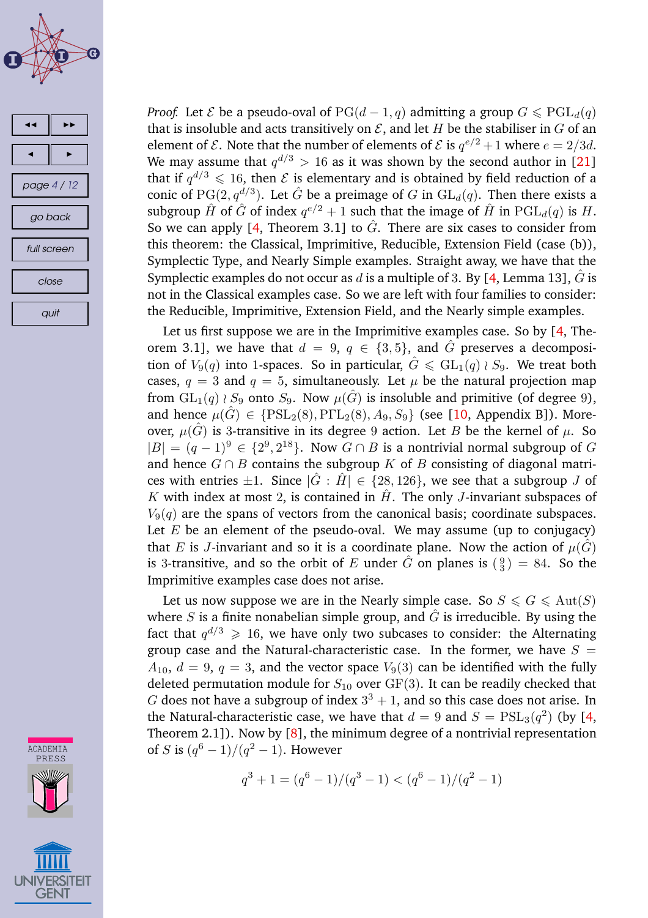*Proof.* Let $\mathcal{E}$ be a pseudo-oval of $\mathrm{PG}(d-1,q)$ admitting a group $G \leqslant \mathrm{PGL}_d(q)$ that is insoluble and acts transitively on $\mathcal{E}$, and let $H$ be the stabiliser in $G$ of an element of $\mathcal{E}$. Note that the number of elements of $\mathcal{E}$ is $q^{e/2}+1$ where $e = 2/3d$. We may assume that $q^{d/3} > 16$ as it was shown by the second author in [21] that if $q^{d/3} \leqslant 16$, then $\mathcal{E}$ is elementary and is obtained by field reduction of a conic of $\mathrm{PG}(2, q^{d/3})$. Let $\hat{G}$ be a preimage of $G$ in $\mathrm{GL}_d(q)$. Then there exists a subgroup $\hat{H}$ of $\hat{G}$ of index $q^{e/2}+1$ such that the image of $\hat{H}$ in $\mathrm{PGL}_d(q)$ is $H$. So we can apply [4, Theorem 3.1] to $\hat{G}$. There are six cases to consider from this theorem: the Classical, Imprimitive, Reducible, Extension Field (case (b)), Symplectic Type, and Nearly Simple examples. Straight away, we have that the Symplectic examples do not occur as $d$ is a multiple of 3. By [4, Lemma 13], $\hat{G}$ is not in the Classical examples case. So we are left with four families to consider: the Reducible, Imprimitive, Extension Field, and the Nearly simple examples.

Let us first suppose we are in the Imprimitive examples case. So by [4, Theorem 3.1], we have that $d = 9$, $q \in \{3, 5\}$, and $\hat{G}$ preserves a decomposition of $V_9(q)$ into 1-spaces. So in particular, $\hat{G} \leqslant \mathrm{GL}_1(q) \wr S_9$. We treat both cases, $q = 3$ and $q = 5$, simultaneously. Let $\mu$ be the natural projection map from $\mathrm{GL}_1(q) \wr S_9$ onto $S_9$. Now $\mu(\hat{G})$ is insoluble and primitive (of degree 9), and hence $\mu(\hat{G}) \in \{\mathrm{PSL}_2(8), \mathrm{P\Gamma L}_2(8), A_9, S_9\}$ (see [10, Appendix B]). Moreover, $\mu(\hat{G})$ is 3-transitive in its degree 9 action. Let $B$ be the kernel of $\mu$. So $|B| = (q-1)^9 \in \{2^9, 2^{18}\}$. Now $G \cap B$ is a nontrivial normal subgroup of $G$ and hence $G \cap B$ contains the subgroup $K$ of $B$ consisting of diagonal matrices with entries $\pm 1$. Since $|\hat{G} : \hat{H}| \in \{28, 126\}$, we see that a subgroup $J$ of $K$ with index at most 2, is contained in $\hat{H}$. The only $J$-invariant subspaces of $V_9(q)$ are the spans of vectors from the canonical basis; coordinate subspaces. Let $E$ be an element of the pseudo-oval. We may assume (up to conjugacy) that $E$ is $J$-invariant and so it is a coordinate plane. Now the action of $\mu(\hat{G})$ is 3-transitive, and so the orbit of $E$ under $\hat{G}$ on planes is $\binom{9}{3} = 84$. So the Imprimitive examples case does not arise.

Let us now suppose we are in the Nearly simple case. So $S \leqslant G \leqslant \mathrm{Aut}(S)$ where $S$ is a finite nonabelian simple group, and $\hat{G}$ is irreducible. By using the fact that $q^{d/3} \geqslant 16$, we have only two subcases to consider: the Alternating group case and the Natural-characteristic case. In the former, we have $S = A_{10}$, $d = 9$, $q = 3$, and the vector space $V_9(3)$ can be identified with the fully deleted permutation module for $S_{10}$ over $\mathrm{GF}(3)$. It can be readily checked that $G$ does not have a subgroup of index $3^3+1$, and so this case does not arise. In the Natural-characteristic case, we have that $d = 9$ and $S = \mathrm{PSL}_3(q^2)$ (by [4, Theorem 2.1]). Now by [8], the minimum degree of a nontrivial representation of $S$ is $(q^6-1)/(q^2-1)$. However

$$q^3+1 = (q^6-1)/(q^3-1) < (q^6-1)/(q^2-1)$$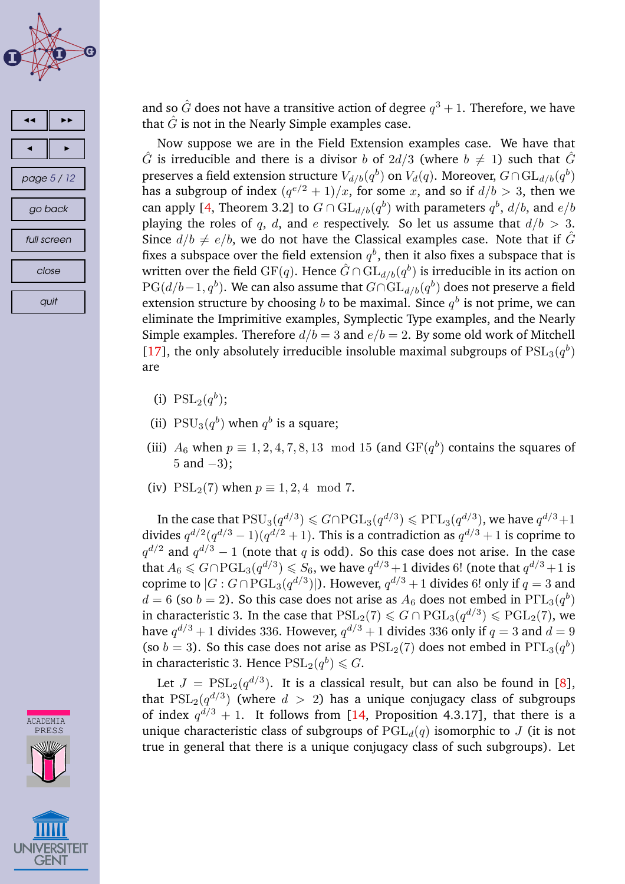and so $\hat{G}$ does not have a transitive action of degree $q^3+1$. Therefore, we have that $\hat{G}$ is not in the Nearly Simple examples case.

Now suppose we are in the Field Extension examples case. We have that $\hat{G}$ is irreducible and there is a divisor $b$ of $2d/3$ (where $b \neq 1$) such that $\hat{G}$ preserves a field extension structure $V_{d/b}(q^b)$ on $V_d(q)$. Moreover, $G \cap \mathrm{GL}_{d/b}(q^b)$ has a subgroup of index $(q^{e/2}+1)/x$, for some $x$, and so if $d/b > 3$, then we can apply [4, Theorem 3.2] to $G \cap \mathrm{GL}_{d/b}(q^b)$ with parameters $q^b$, $d/b$, and $e/b$ playing the roles of $q$, $d$, and $e$ respectively. So let us assume that $d/b > 3$. Since $d/b \neq e/b$, we do not have the Classical examples case. Note that if $\hat{G}$ fixes a subspace over the field extension $q^b$, then it also fixes a subspace that is written over the field $\mathrm{GF}(q)$. Hence $\hat{G} \cap \mathrm{GL}_{d/b}(q^b)$ is irreducible in its action on $\mathrm{PG}(d/b-1, q^b)$. We can also assume that $G \cap \mathrm{GL}_{d/b}(q^b)$ does not preserve a field extension structure by choosing $b$ to be maximal. Since $q^b$ is not prime, we can eliminate the Imprimitive examples, Symplectic Type examples, and the Nearly Simple examples. Therefore $d/b = 3$ and $e/b = 2$. By some old work of Mitchell [17], the only absolutely irreducible insoluble maximal subgroups of $\mathrm{PSL}_3(q^b)$ are

(i) $\mathrm{PSL}_2(q^b)$;

(ii) $\mathrm{PSU}_3(q^b)$ when $q^b$ is a square;

(iii) $A_6$ when $p \equiv 1, 2, 4, 7, 8, 13 \mod 15$ (and $\mathrm{GF}(q^b)$ contains the squares of 5 and $-3$);

(iv) $\mathrm{PSL}_2(7)$ when $p \equiv 1, 2, 4 \mod 7$.

In the case that $\mathrm{PSU}_3(q^{d/3}) \leqslant G \cap \mathrm{PGL}_3(q^{d/3}) \leqslant \mathrm{P\Gamma L}_3(q^{d/3})$, we have $q^{d/3}+1$ divides $q^{d/2}(q^{d/3}-1)(q^{d/2}+1)$. This is a contradiction as $q^{d/3}+1$ is coprime to $q^{d/2}$ and $q^{d/3}-1$ (note that $q$ is odd). So this case does not arise. In the case that $A_6 \leqslant G \cap \mathrm{PGL}_3(q^{d/3}) \leqslant S_6$, we have $q^{d/3}+1$ divides 6! (note that $q^{d/3}+1$ is coprime to $|G : G \cap \mathrm{PGL}_3(q^{d/3})|$). However, $q^{d/3}+1$ divides 6! only if $q = 3$ and $d = 6$ (so $b = 2$). So this case does not arise as $A_6$ does not embed in $\mathrm{P\Gamma L}_3(q^b)$ in characteristic 3. In the case that $\mathrm{PSL}_2(7) \leqslant G \cap \mathrm{PGL}_3(q^{d/3}) \leqslant \mathrm{PGL}_2(7)$, we have $q^{d/3}+1$ divides 336. However, $q^{d/3}+1$ divides 336 only if $q = 3$ and $d = 9$ (so $b = 3$). So this case does not arise as $\mathrm{PSL}_2(7)$ does not embed in $\mathrm{P\Gamma L}_3(q^b)$ in characteristic 3. Hence $\mathrm{PSL}_2(q^b) \leqslant G$.

Let $J = \mathrm{PSL}_2(q^{d/3})$. It is a classical result, but can also be found in [8], that $\mathrm{PSL}_2(q^{d/3})$ (where $d > 2$) has a unique conjugacy class of subgroups of index $q^{d/3}+1$. It follows from [14, Proposition 4.3.17], that there is a unique characteristic class of subgroups of $\mathrm{PGL}_d(q)$ isomorphic to $J$ (it is not true in general that there is a unique conjugacy class of such subgroups). Let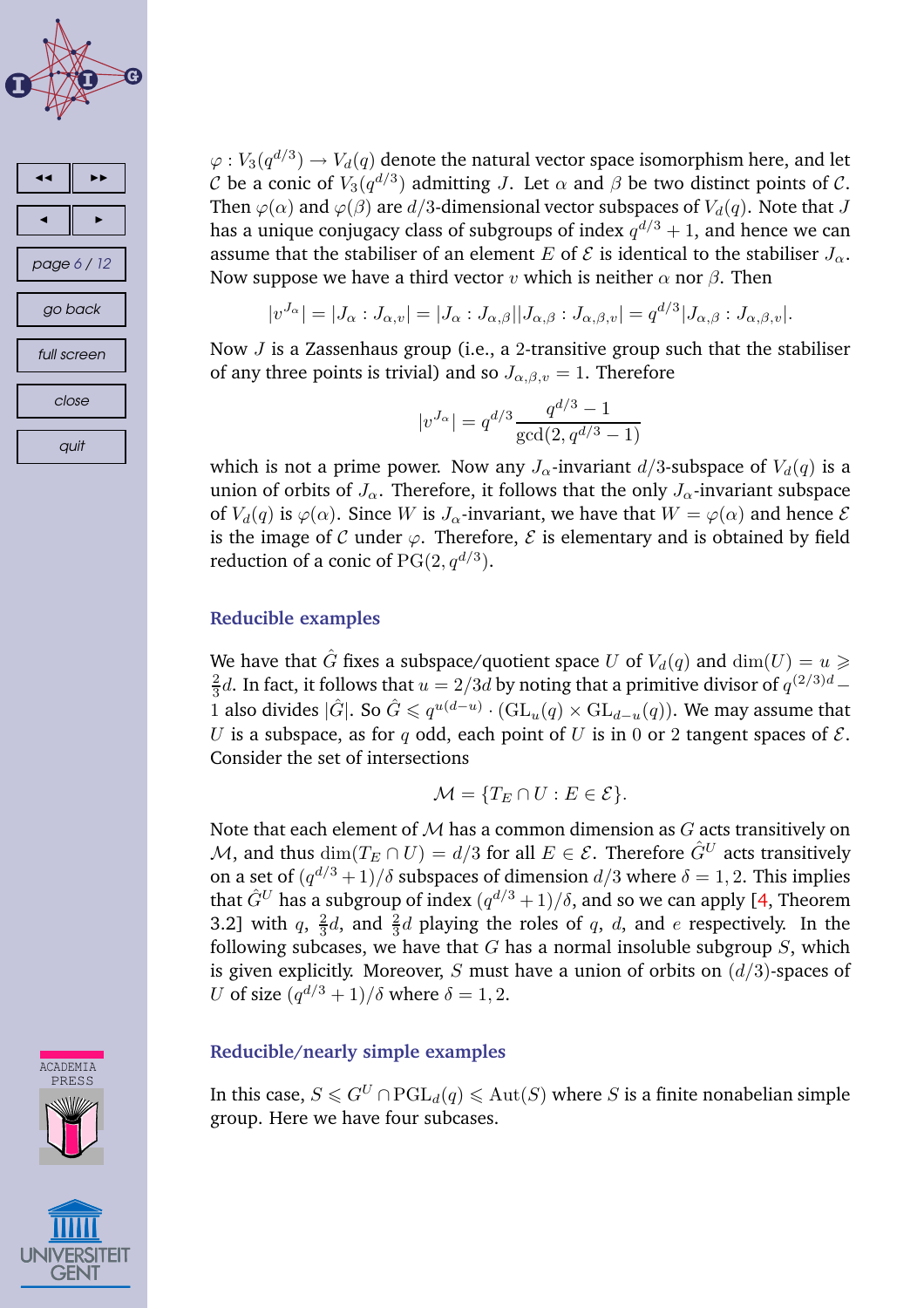$\varphi : V_3(q^{d/3}) \to V_d(q)$ denote the natural vector space isomorphism here, and let $\mathcal{C}$ be a conic of $V_3(q^{d/3})$ admitting $J$. Let $\alpha$ and $\beta$ be two distinct points of $\mathcal{C}$. Then $\varphi(\alpha)$ and $\varphi(\beta)$ are $d/3$-dimensional vector subspaces of $V_d(q)$. Note that $J$ has a unique conjugacy class of subgroups of index $q^{d/3}+1$, and hence we can assume that the stabiliser of an element $E$ of $\mathcal{E}$ is identical to the stabiliser $J_\alpha$. Now suppose we have a third vector $v$ which is neither $\alpha$ nor $\beta$. Then

$$|v^{J_\alpha}| = |J_\alpha : J_{\alpha,v}| = |J_\alpha : J_{\alpha,\beta}||J_{\alpha,\beta} : J_{\alpha,\beta,v}| = q^{d/3}|J_{\alpha,\beta} : J_{\alpha,\beta,v}|.$$

Now $J$ is a Zassenhaus group (i.e., a 2-transitive group such that the stabiliser of any three points is trivial) and so $J_{\alpha,\beta,v} = 1$. Therefore

$$|v^{J_\alpha}| = q^{d/3}\frac{q^{d/3}-1}{\gcd(2, q^{d/3}-1)}$$

which is not a prime power. Now any $J_\alpha$-invariant $d/3$-subspace of $V_d(q)$ is a union of orbits of $J_\alpha$. Therefore, it follows that the only $J_\alpha$-invariant subspace of $V_d(q)$ is $\varphi(\alpha)$. Since $W$ is $J_\alpha$-invariant, we have that $W = \varphi(\alpha)$ and hence $\mathcal{E}$ is the image of $\mathcal{C}$ under $\varphi$. Therefore, $\mathcal{E}$ is elementary and is obtained by field reduction of a conic of $\mathrm{PG}(2, q^{d/3})$.

### Reducible examples

We have that $\hat{G}$ fixes a subspace/quotient space $U$ of $V_d(q)$ and $\dim(U) = u \geqslant \frac{2}{3}d$. In fact, it follows that $u = 2/3d$ by noting that a primitive divisor of $q^{(2/3)d} - 1$ also divides $|\hat{G}|$. So $\hat{G} \leqslant q^{u(d-u)} \cdot (\mathrm{GL}_u(q) \times \mathrm{GL}_{d-u}(q))$. We may assume that $U$ is a subspace, as for $q$ odd, each point of $U$ is in $0$ or $2$ tangent spaces of $\mathcal{E}$. Consider the set of intersections

$$\mathcal{M} = \{T_E \cap U : E \in \mathcal{E}\}.$$

Note that each element of $\mathcal{M}$ has a common dimension as $G$ acts transitively on $\mathcal{M}$, and thus $\dim(T_E \cap U) = d/3$ for all $E \in \mathcal{E}$. Therefore $\hat{G}^U$ acts transitively on a set of $(q^{d/3}+1)/\delta$ subspaces of dimension $d/3$ where $\delta = 1, 2$. This implies that $\hat{G}^U$ has a subgroup of index $(q^{d/3}+1)/\delta$, and so we can apply [4, Theorem 3.2] with $q$, $\frac{2}{3}d$, and $\frac{2}{3}d$ playing the roles of $q$, $d$, and $e$ respectively. In the following subcases, we have that $G$ has a normal insoluble subgroup $S$, which is given explicitly. Moreover, $S$ must have a union of orbits on $(d/3)$-spaces of $U$ of size $(q^{d/3}+1)/\delta$ where $\delta = 1, 2$.

### Reducible/nearly simple examples

In this case, $S \leqslant G^U \cap \mathrm{PGL}_d(q) \leqslant \mathrm{Aut}(S)$ where $S$ is a finite nonabelian simple group. Here we have four subcases.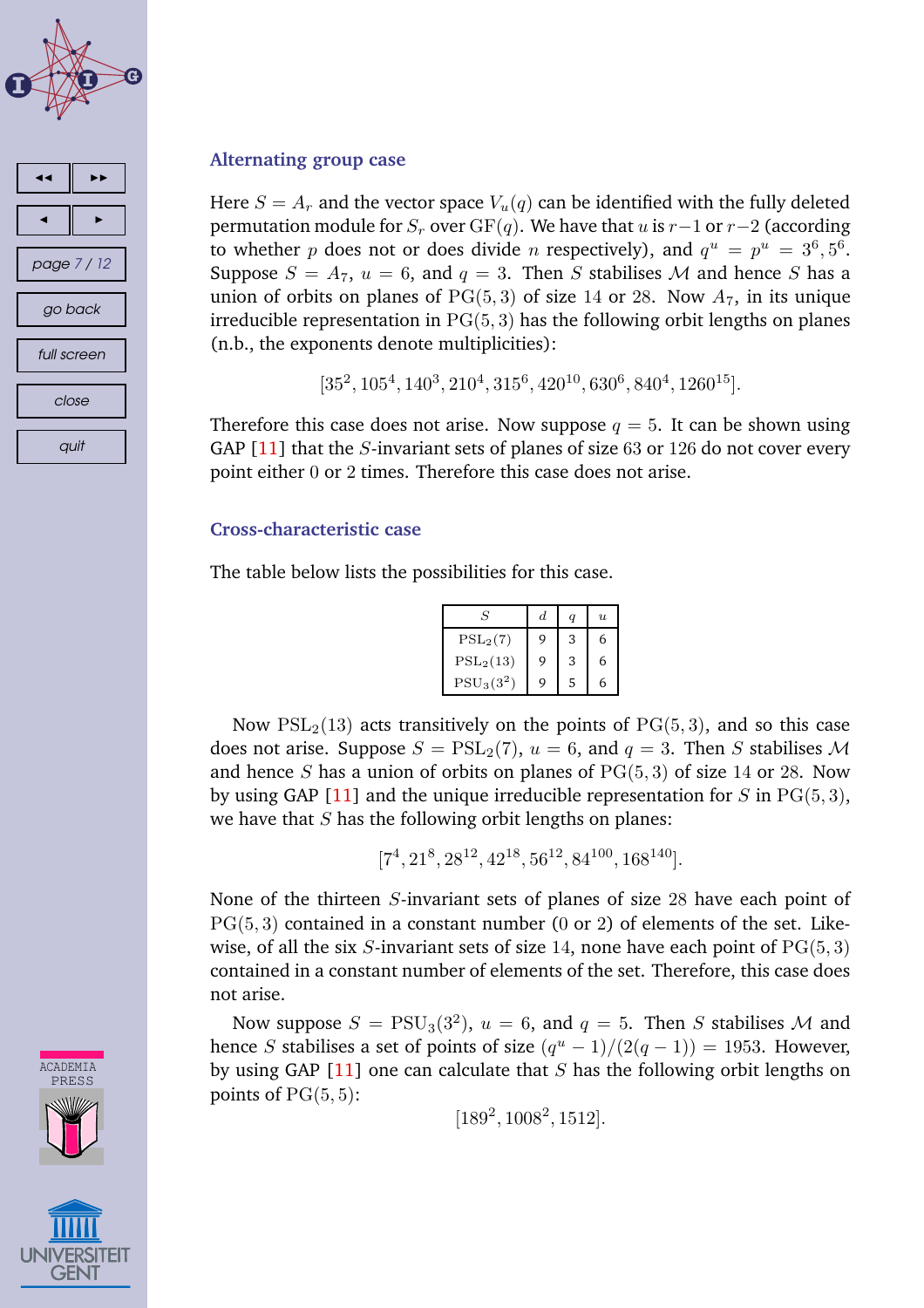### Alternating group case

Here $S = A_r$ and the vector space $V_u(q)$ can be identified with the fully deleted permutation module for $S_r$ over $\mathrm{GF}(q)$. We have that $u$ is $r-1$ or $r-2$ (according to whether $p$ does not or does divide $n$ respectively), and $q^u = p^u = 3^6, 5^6$. Suppose $S = A_7$, $u = 6$, and $q = 3$. Then $S$ stabilises $\mathcal{M}$ and hence $S$ has a union of orbits on planes of $\mathrm{PG}(5,3)$ of size 14 or 28. Now $A_7$, in its unique irreducible representation in $\mathrm{PG}(5,3)$ has the following orbit lengths on planes (n.b., the exponents denote multiplicities):

$$[35^2, 105^4, 140^3, 210^4, 315^6, 420^{10}, 630^6, 840^4, 1260^{15}].$$

Therefore this case does not arise. Now suppose $q = 5$. It can be shown using GAP [11] that the $S$-invariant sets of planes of size 63 or 126 do not cover every point either 0 or 2 times. Therefore this case does not arise.

### Cross-characteristic case

The table below lists the possibilities for this case.

| $S$ | $d$ | $q$ | $u$ |
|---|---|---|---|
| $\mathrm{PSL}_2(7)$ | 9 | 3 | 6 |
| $\mathrm{PSL}_2(13)$ | 9 | 3 | 6 |
| $\mathrm{PSU}_3(3^2)$ | 9 | 5 | 6 |

Now $\mathrm{PSL}_2(13)$ acts transitively on the points of $\mathrm{PG}(5,3)$, and so this case does not arise. Suppose $S = \mathrm{PSL}_2(7)$, $u = 6$, and $q = 3$. Then $S$ stabilises $\mathcal{M}$ and hence $S$ has a union of orbits on planes of $\mathrm{PG}(5,3)$ of size 14 or 28. Now by using GAP [11] and the unique irreducible representation for $S$ in $\mathrm{PG}(5,3)$, we have that $S$ has the following orbit lengths on planes:

$$[7^4, 21^8, 28^{12}, 42^{18}, 56^{12}, 84^{100}, 168^{140}].$$

None of the thirteen $S$-invariant sets of planes of size 28 have each point of $\mathrm{PG}(5,3)$ contained in a constant number (0 or 2) of elements of the set. Likewise, of all the six $S$-invariant sets of size 14, none have each point of $\mathrm{PG}(5,3)$ contained in a constant number of elements of the set. Therefore, this case does not arise.

Now suppose $S = \mathrm{PSU}_3(3^2)$, $u = 6$, and $q = 5$. Then $S$ stabilises $\mathcal{M}$ and hence $S$ stabilises a set of points of size $(q^u - 1)/(2(q-1)) = 1953$. However, by using GAP [11] one can calculate that $S$ has the following orbit lengths on points of $\mathrm{PG}(5,5)$:

$$[189^2, 1008^2, 1512].$$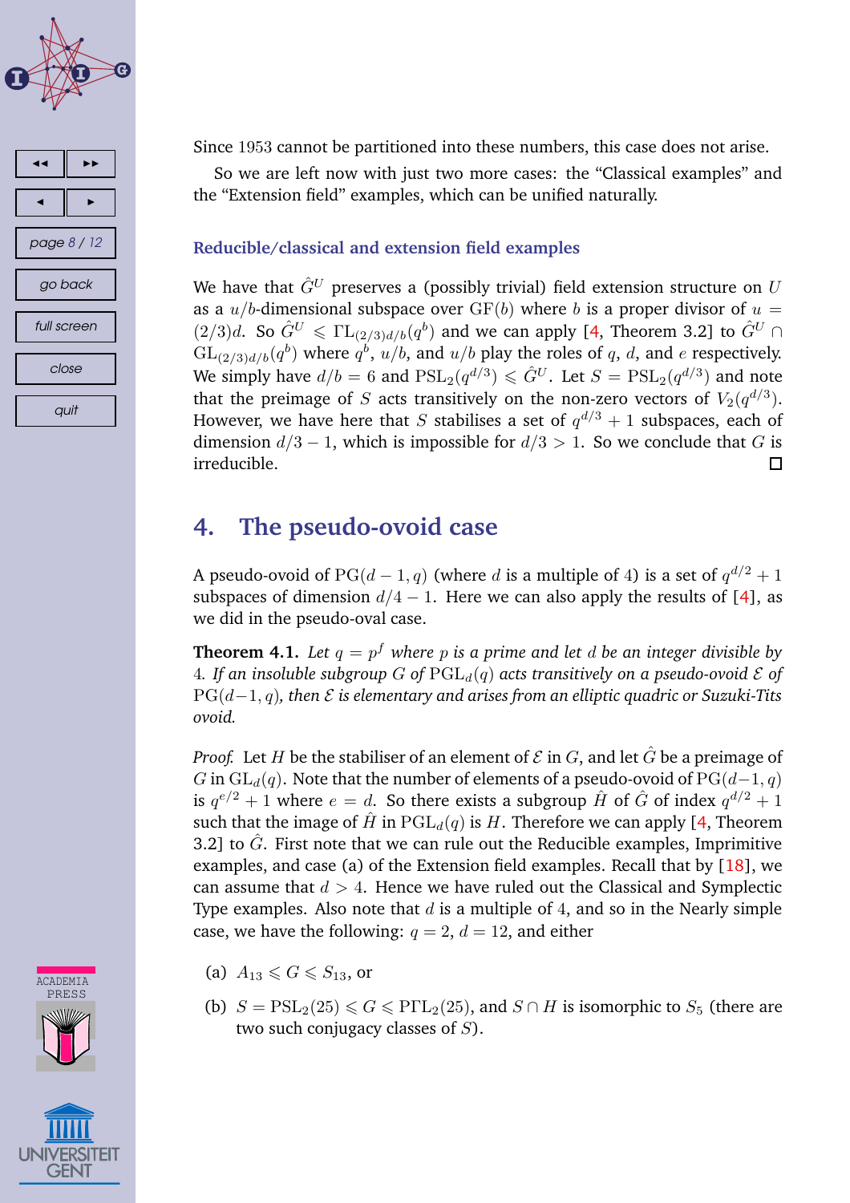Since 1953 cannot be partitioned into these numbers, this case does not arise.

So we are left now with just two more cases: the "Classical examples" and the "Extension field" examples, which can be unified naturally.

### Reducible/classical and extension field examples

We have that $\hat{G}^U$ preserves a (possibly trivial) field extension structure on $U$ as a $u/b$-dimensional subspace over $\mathrm{GF}(b)$ where $b$ is a proper divisor of $u = (2/3)d$. So $\hat{G}^U \leqslant \Gamma\mathrm{L}_{(2/3)d/b}(q^b)$ and we can apply [4, Theorem 3.2] to $\hat{G}^U \cap \mathrm{GL}_{(2/3)d/b}(q^b)$ where $q^b$, $u/b$, and $u/b$ play the roles of $q$, $d$, and $e$ respectively. We simply have $d/b = 6$ and $\mathrm{PSL}_2(q^{d/3}) \leqslant \hat{G}^U$. Let $S = \mathrm{PSL}_2(q^{d/3})$ and note that the preimage of $S$ acts transitively on the non-zero vectors of $V_2(q^{d/3})$. However, we have here that $S$ stabilises a set of $q^{d/3}+1$ subspaces, each of dimension $d/3-1$, which is impossible for $d/3 > 1$. So we conclude that $G$ is irreducible. □

## 4. The pseudo-ovoid case

A pseudo-ovoid of $\mathrm{PG}(d-1,q)$ (where $d$ is a multiple of 4) is a set of $q^{d/2}+1$ subspaces of dimension $d/4-1$. Here we can also apply the results of [4], as we did in the pseudo-oval case.

**Theorem 4.1.** *Let $q = p^f$ where $p$ is a prime and let $d$ be an integer divisible by 4. If an insoluble subgroup $G$ of $\mathrm{PGL}_d(q)$ acts transitively on a pseudo-ovoid $\mathcal{E}$ of $\mathrm{PG}(d-1,q)$, then $\mathcal{E}$ is elementary and arises from an elliptic quadric or Suzuki-Tits ovoid.*

*Proof.* Let $H$ be the stabiliser of an element of $\mathcal{E}$ in $G$, and let $\hat{G}$ be a preimage of $G$ in $\mathrm{GL}_d(q)$. Note that the number of elements of a pseudo-ovoid of $\mathrm{PG}(d-1,q)$ is $q^{e/2}+1$ where $e = d$. So there exists a subgroup $\hat{H}$ of $\hat{G}$ of index $q^{d/2}+1$ such that the image of $\hat{H}$ in $\mathrm{PGL}_d(q)$ is $H$. Therefore we can apply [4, Theorem 3.2] to $\hat{G}$. First note that we can rule out the Reducible examples, Imprimitive examples, and case (a) of the Extension field examples. Recall that by [18], we can assume that $d > 4$. Hence we have ruled out the Classical and Symplectic Type examples. Also note that $d$ is a multiple of 4, and so in the Nearly simple case, we have the following: $q = 2$, $d = 12$, and either

(a) $A_{13} \leqslant G \leqslant S_{13}$, or

(b) $S = \mathrm{PSL}_2(25) \leqslant G \leqslant \mathrm{P\Gamma L}_2(25)$, and $S \cap H$ is isomorphic to $S_5$ (there are two such conjugacy classes of $S$).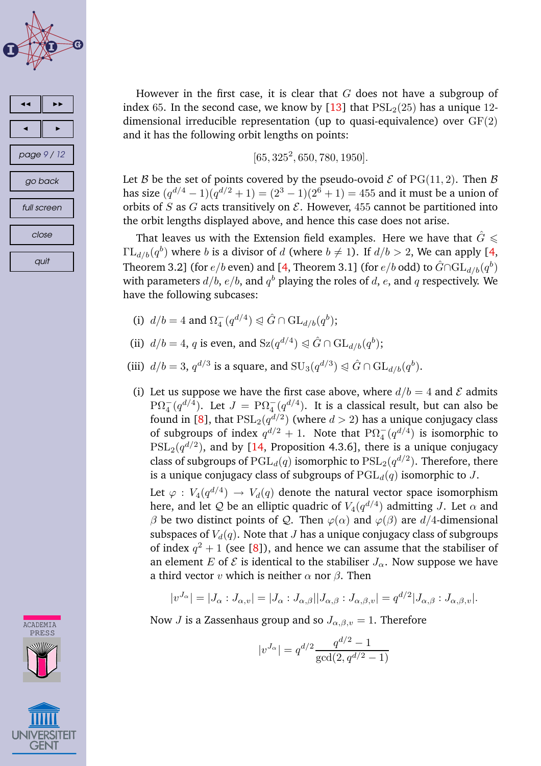However in the first case, it is clear that $G$ does not have a subgroup of index 65. In the second case, we know by [13] that $\mathrm{PSL}_2(25)$ has a unique 12-dimensional irreducible representation (up to quasi-equivalence) over $\mathrm{GF}(2)$ and it has the following orbit lengths on points:

$$[65, 325^2, 650, 780, 1950].$$

Let $\mathcal{B}$ be the set of points covered by the pseudo-ovoid $\mathcal{E}$ of $\mathrm{PG}(11,2)$. Then $\mathcal{B}$ has size $(q^{d/4}-1)(q^{d/2}+1) = (2^3-1)(2^6+1) = 455$ and it must be a union of orbits of $S$ as $G$ acts transitively on $\mathcal{E}$. However, 455 cannot be partitioned into the orbit lengths displayed above, and hence this case does not arise.

That leaves us with the Extension field examples. Here we have that $\hat{G} \leqslant \Gamma\mathrm{L}_{d/b}(q^b)$ where $b$ is a divisor of $d$ (where $b \neq 1$). If $d/b > 2$, We can apply [4, Theorem 3.2] (for $e/b$ even) and [4, Theorem 3.1] (for $e/b$ odd) to $\hat{G} \cap \mathrm{GL}_{d/b}(q^b)$ with parameters $d/b$, $e/b$, and $q^b$ playing the roles of $d$, $e$, and $q$ respectively. We have the following subcases:

(i) $d/b = 4$ and $\Omega_4^-(q^{d/4}) \trianglelefteq \hat{G} \cap \mathrm{GL}_{d/b}(q^b)$;

(ii) $d/b = 4$, $q$ is even, and $\mathrm{Sz}(q^{d/4}) \trianglelefteq \hat{G} \cap \mathrm{GL}_{d/b}(q^b)$;

(iii) $d/b = 3$, $q^{d/3}$ is a square, and $\mathrm{SU}_3(q^{d/3}) \trianglelefteq \hat{G} \cap \mathrm{GL}_{d/b}(q^b)$.

(i) Let us suppose we have the first case above, where $d/b = 4$ and $\mathcal{E}$ admits $\mathrm{P}\Omega_4^-(q^{d/4})$. Let $J = \mathrm{P}\Omega_4^-(q^{d/4})$. It is a classical result, but can also be found in [8], that $\mathrm{PSL}_2(q^{d/2})$ (where $d > 2$) has a unique conjugacy class of subgroups of index $q^{d/2}+1$. Note that $\mathrm{P}\Omega_4^-(q^{d/4})$ is isomorphic to $\mathrm{PSL}_2(q^{d/2})$, and by [14, Proposition 4.3.6], there is a unique conjugacy class of subgroups of $\mathrm{PGL}_d(q)$ isomorphic to $\mathrm{PSL}_2(q^{d/2})$. Therefore, there is a unique conjugacy class of subgroups of $\mathrm{PGL}_d(q)$ isomorphic to $J$.

Let $\varphi : V_4(q^{d/4}) \to V_d(q)$ denote the natural vector space isomorphism here, and let $\mathcal{Q}$ be an elliptic quadric of $V_4(q^{d/4})$ admitting $J$. Let $\alpha$ and $\beta$ be two distinct points of $\mathcal{Q}$. Then $\varphi(\alpha)$ and $\varphi(\beta)$ are $d/4$-dimensional subspaces of $V_d(q)$. Note that $J$ has a unique conjugacy class of subgroups of index $q^2+1$ (see [8]), and hence we can assume that the stabiliser of an element $E$ of $\mathcal{E}$ is identical to the stabiliser $J_\alpha$. Now suppose we have a third vector $v$ which is neither $\alpha$ nor $\beta$. Then

$$|v^{J_\alpha}| = |J_\alpha : J_{\alpha,v}| = |J_\alpha : J_{\alpha,\beta}||J_{\alpha,\beta} : J_{\alpha,\beta,v}| = q^{d/2}|J_{\alpha,\beta} : J_{\alpha,\beta,v}|.$$

Now $J$ is a Zassenhaus group and so $J_{\alpha,\beta,v} = 1$. Therefore

$$|v^{J_\alpha}| = q^{d/2}\frac{q^{d/2}-1}{\gcd(2, q^{d/2}-1)}$$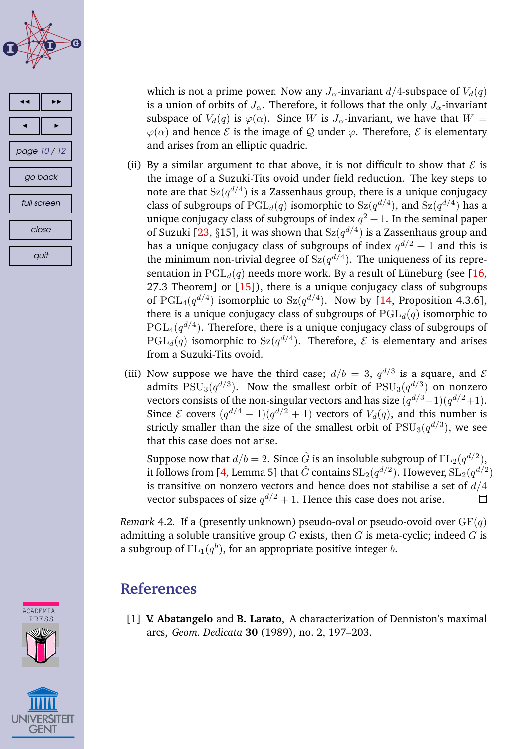which is not a prime power. Now any $J_\alpha$-invariant $d/4$-subspace of $V_d(q)$ is a union of orbits of $J_\alpha$. Therefore, it follows that the only $J_\alpha$-invariant subspace of $V_d(q)$ is $\varphi(\alpha)$. Since $W$ is $J_\alpha$-invariant, we have that $W = \varphi(\alpha)$ and hence $\mathcal{E}$ is the image of $\mathcal{Q}$ under $\varphi$. Therefore, $\mathcal{E}$ is elementary and arises from an elliptic quadric.

(ii) By a similar argument to that above, it is not difficult to show that $\mathcal{E}$ is the image of a Suzuki-Tits ovoid under field reduction. The key steps to note are that $\mathrm{Sz}(q^{d/4})$ is a Zassenhaus group, there is a unique conjugacy class of subgroups of $\mathrm{PGL}_d(q)$ isomorphic to $\mathrm{Sz}(q^{d/4})$, and $\mathrm{Sz}(q^{d/4})$ has a unique conjugacy class of subgroups of index $q^2+1$. In the seminal paper of Suzuki [23, §15], it was shown that $\mathrm{Sz}(q^{d/4})$ is a Zassenhaus group and has a unique conjugacy class of subgroups of index $q^{d/2}+1$ and this is the minimum non-trivial degree of $\mathrm{Sz}(q^{d/4})$. The uniqueness of its representation in $\mathrm{PGL}_d(q)$ needs more work. By a result of Lüneburg (see [16, 27.3 Theorem] or [15]), there is a unique conjugacy class of subgroups of $\mathrm{PGL}_4(q^{d/4})$ isomorphic to $\mathrm{Sz}(q^{d/4})$. Now by [14, Proposition 4.3.6], there is a unique conjugacy class of subgroups of $\mathrm{PGL}_d(q)$ isomorphic to $\mathrm{PGL}_4(q^{d/4})$. Therefore, there is a unique conjugacy class of subgroups of $\mathrm{PGL}_d(q)$ isomorphic to $\mathrm{Sz}(q^{d/4})$. Therefore, $\mathcal{E}$ is elementary and arises from a Suzuki-Tits ovoid.

(iii) Now suppose we have the third case; $d/b = 3$, $q^{d/3}$ is a square, and $\mathcal{E}$ admits $\mathrm{PSU}_3(q^{d/3})$. Now the smallest orbit of $\mathrm{PSU}_3(q^{d/3})$ on nonzero vectors consists of the non-singular vectors and has size $(q^{d/3}-1)(q^{d/2}+1)$. Since $\mathcal{E}$ covers $(q^{d/4}-1)(q^{d/2}+1)$ vectors of $V_d(q)$, and this number is strictly smaller than the size of the smallest orbit of $\mathrm{PSU}_3(q^{d/3})$, we see that this case does not arise.

Suppose now that $d/b = 2$. Since $\hat{G}$ is an insoluble subgroup of $\Gamma\mathrm{L}_2(q^{d/2})$, it follows from [4, Lemma 5] that $\hat{G}$ contains $\mathrm{SL}_2(q^{d/2})$. However, $\mathrm{SL}_2(q^{d/2})$ is transitive on nonzero vectors and hence does not stabilise a set of $d/4$ vector subspaces of size $q^{d/2}+1$. Hence this case does not arise. □

*Remark* 4.2. If a (presently unknown) pseudo-oval or pseudo-ovoid over $\mathrm{GF}(q)$ admitting a soluble transitive group $G$ exists, then $G$ is meta-cyclic; indeed $G$ is a subgroup of $\Gamma\mathrm{L}_1(q^b)$, for an appropriate positive integer $b$.

## References

[1] **V. Abatangelo** and **B. Larato**, A characterization of Denniston's maximal arcs, *Geom. Dedicata* **30** (1989), no. 2, 197–203.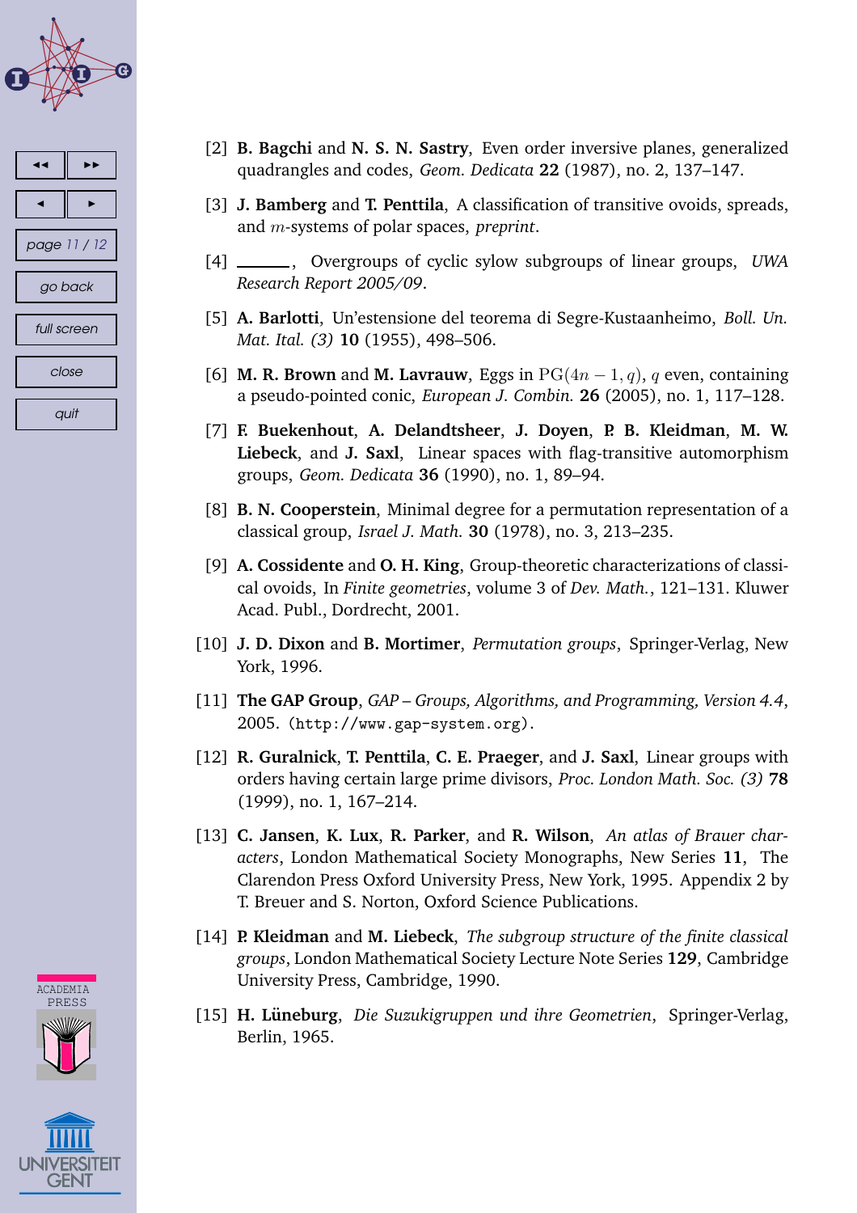[2] **B. Bagchi** and **N. S. N. Sastry**, Even order inversive planes, generalized quadrangles and codes, *Geom. Dedicata* **22** (1987), no. 2, 137–147.

[3] **J. Bamberg** and **T. Penttila**, A classification of transitive ovoids, spreads, and $m$-systems of polar spaces, *preprint*.

[4] ______, Overgroups of cyclic sylow subgroups of linear groups, *UWA Research Report 2005/09*.

[5] **A. Barlotti**, Un'estensione del teorema di Segre-Kustaanheimo, *Boll. Un. Mat. Ital. (3)* **10** (1955), 498–506.

[6] **M. R. Brown** and **M. Lavrauw**, Eggs in $\mathrm{PG}(4n-1, q)$, $q$ even, containing a pseudo-pointed conic, *European J. Combin.* **26** (2005), no. 1, 117–128.

[7] **F. Buekenhout**, **A. Delandtsheer**, **J. Doyen**, **P. B. Kleidman**, **M. W. Liebeck**, and **J. Saxl**, Linear spaces with flag-transitive automorphism groups, *Geom. Dedicata* **36** (1990), no. 1, 89–94.

[8] **B. N. Cooperstein**, Minimal degree for a permutation representation of a classical group, *Israel J. Math.* **30** (1978), no. 3, 213–235.

[9] **A. Cossidente** and **O. H. King**, Group-theoretic characterizations of classical ovoids, In *Finite geometries*, volume 3 of *Dev. Math.*, 121–131. Kluwer Acad. Publ., Dordrecht, 2001.

[10] **J. D. Dixon** and **B. Mortimer**, *Permutation groups*, Springer-Verlag, New York, 1996.

[11] **The GAP Group**, *GAP – Groups, Algorithms, and Programming, Version 4.4*, 2005. (http://www.gap-system.org).

[12] **R. Guralnick**, **T. Penttila**, **C. E. Praeger**, and **J. Saxl**, Linear groups with orders having certain large prime divisors, *Proc. London Math. Soc. (3)* **78** (1999), no. 1, 167–214.

[13] **C. Jansen**, **K. Lux**, **R. Parker**, and **R. Wilson**, *An atlas of Brauer characters*, London Mathematical Society Monographs, New Series **11**, The Clarendon Press Oxford University Press, New York, 1995. Appendix 2 by T. Breuer and S. Norton, Oxford Science Publications.

[14] **P. Kleidman** and **M. Liebeck**, *The subgroup structure of the finite classical groups*, London Mathematical Society Lecture Note Series **129**, Cambridge University Press, Cambridge, 1990.

[15] **H. Lüneburg**, *Die Suzukigruppen und ihre Geometrien*, Springer-Verlag, Berlin, 1965.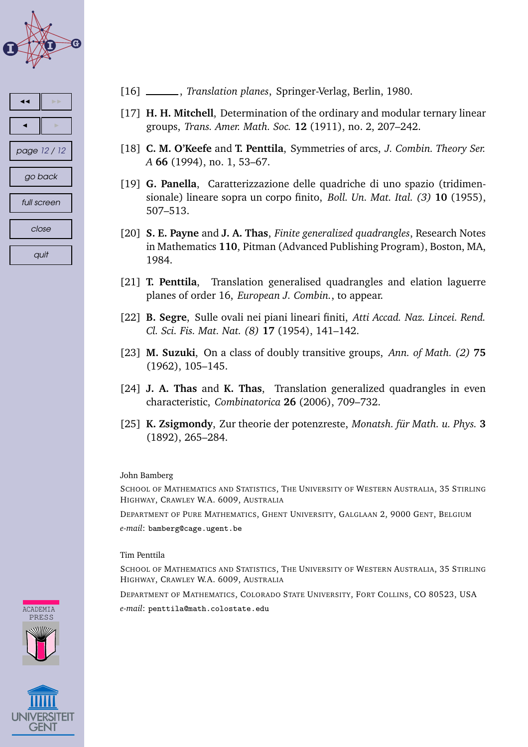[16] ______, *Translation planes*, Springer-Verlag, Berlin, 1980.

[17] **H. H. Mitchell**, Determination of the ordinary and modular ternary linear groups, *Trans. Amer. Math. Soc.* **12** (1911), no. 2, 207–242.

[18] **C. M. O'Keefe** and **T. Penttila**, Symmetries of arcs, *J. Combin. Theory Ser. A* **66** (1994), no. 1, 53–67.

[19] **G. Panella**, Caratterizzazione delle quadriche di uno spazio (tridimensionale) lineare sopra un corpo finito, *Boll. Un. Mat. Ital. (3)* **10** (1955), 507–513.

[20] **S. E. Payne** and **J. A. Thas**, *Finite generalized quadrangles*, Research Notes in Mathematics **110**, Pitman (Advanced Publishing Program), Boston, MA, 1984.

[21] **T. Penttila**, Translation generalised quadrangles and elation laguerre planes of order 16, *European J. Combin.*, to appear.

[22] **B. Segre**, Sulle ovali nei piani lineari finiti, *Atti Accad. Naz. Lincei. Rend. Cl. Sci. Fis. Mat. Nat. (8)* **17** (1954), 141–142.

[23] **M. Suzuki**, On a class of doubly transitive groups, *Ann. of Math. (2)* **75** (1962), 105–145.

[24] **J. A. Thas** and **K. Thas**, Translation generalized quadrangles in even characteristic, *Combinatorica* **26** (2006), 709–732.

[25] **K. Zsigmondy**, Zur theorie der potenzreste, *Monatsh. für Math. u. Phys.* **3** (1892), 265–284.

John Bamberg

School of Mathematics and Statistics, The University of Western Australia, 35 Stirling Highway, Crawley W.A. 6009, Australia

Department of Pure Mathematics, Ghent University, Galglaan 2, 9000 Gent, Belgium

*e-mail*: `bamberg@cage.ugent.be`

Tim Penttila

School of Mathematics and Statistics, The University of Western Australia, 35 Stirling Highway, Crawley W.A. 6009, Australia

Department of Mathematics, Colorado State University, Fort Collins, CO 80523, USA

*e-mail*: `penttila@math.colostate.edu`